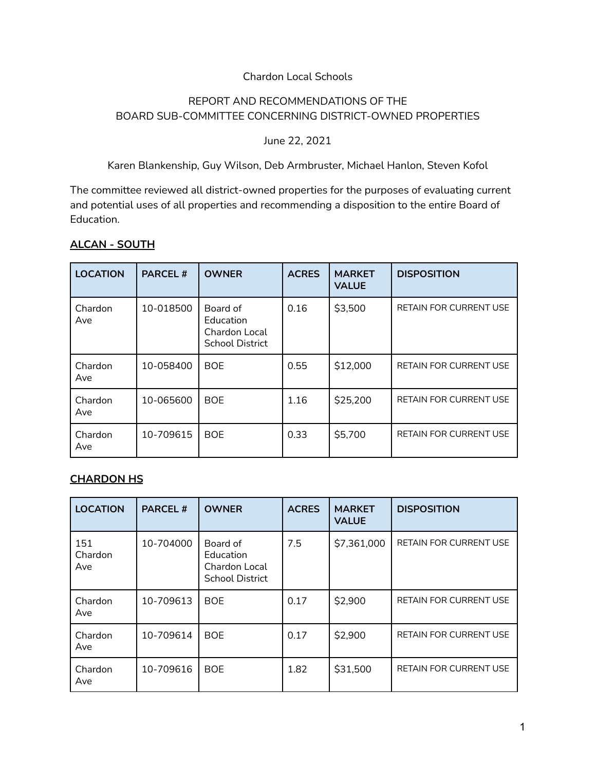Chardon Local Schools

REPORT AND RECOMMENDATIONS OF THE
BOARD SUB-COMMITTEE CONCERNING DISTRICT-OWNED PROPERTIES

June 22, 2021

Karen Blankenship, Guy Wilson, Deb Armbruster, Michael Hanlon, Steven Kofol

The committee reviewed all district-owned properties for the purposes of evaluating current and potential uses of all properties and recommending a disposition to the entire Board of Education.

## ALCAN - SOUTH

| LOCATION | PARCEL # | OWNER | ACRES | MARKET VALUE | DISPOSITION |
|---|---|---|---|---|---|
| Chardon Ave | 10-018500 | Board of Education Chardon Local School District | 0.16 | $3,500 | RETAIN FOR CURRENT USE |
| Chardon Ave | 10-058400 | BOE | 0.55 | $12,000 | RETAIN FOR CURRENT USE |
| Chardon Ave | 10-065600 | BOE | 1.16 | $25,200 | RETAIN FOR CURRENT USE |
| Chardon Ave | 10-709615 | BOE | 0.33 | $5,700 | RETAIN FOR CURRENT USE |

## CHARDON HS

| LOCATION | PARCEL # | OWNER | ACRES | MARKET VALUE | DISPOSITION |
|---|---|---|---|---|---|
| 151 Chardon Ave | 10-704000 | Board of Education Chardon Local School District | 7.5 | $7,361,000 | RETAIN FOR CURRENT USE |
| Chardon Ave | 10-709613 | BOE | 0.17 | $2,900 | RETAIN FOR CURRENT USE |
| Chardon Ave | 10-709614 | BOE | 0.17 | $2,900 | RETAIN FOR CURRENT USE |
| Chardon Ave | 10-709616 | BOE | 1.82 | $31,500 | RETAIN FOR CURRENT USE |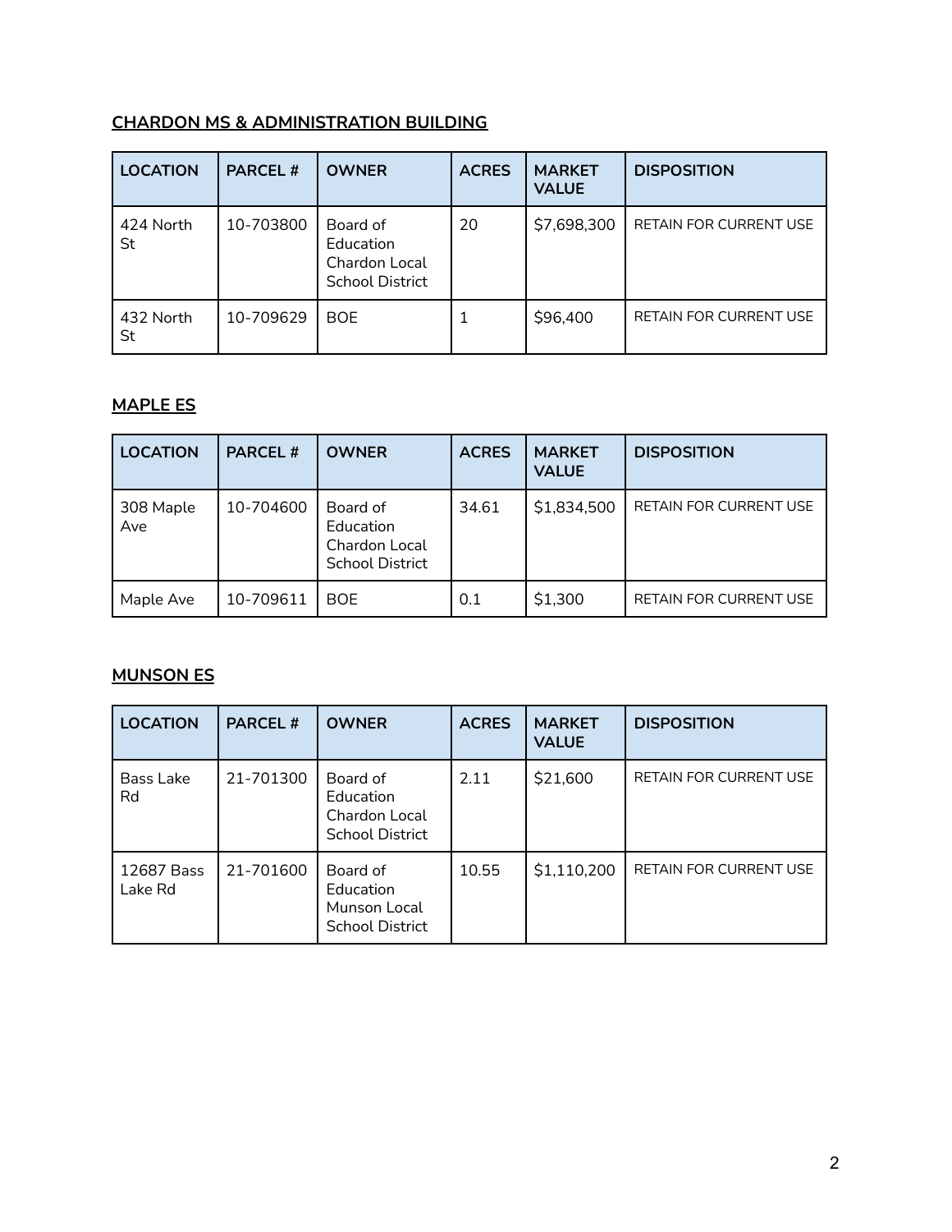## CHARDON MS & ADMINISTRATION BUILDING

| LOCATION | PARCEL # | OWNER | ACRES | MARKET VALUE | DISPOSITION |
|---|---|---|---|---|---|
| 424 North St | 10-703800 | Board of Education Chardon Local School District | 20 | $7,698,300 | RETAIN FOR CURRENT USE |
| 432 North St | 10-709629 | BOE | 1 | $96,400 | RETAIN FOR CURRENT USE |

## MAPLE ES

| LOCATION | PARCEL # | OWNER | ACRES | MARKET VALUE | DISPOSITION |
|---|---|---|---|---|---|
| 308 Maple Ave | 10-704600 | Board of Education Chardon Local School District | 34.61 | $1,834,500 | RETAIN FOR CURRENT USE |
| Maple Ave | 10-709611 | BOE | 0.1 | $1,300 | RETAIN FOR CURRENT USE |

## MUNSON ES

| LOCATION | PARCEL # | OWNER | ACRES | MARKET VALUE | DISPOSITION |
|---|---|---|---|---|---|
| Bass Lake Rd | 21-701300 | Board of Education Chardon Local School District | 2.11 | $21,600 | RETAIN FOR CURRENT USE |
| 12687 Bass Lake Rd | 21-701600 | Board of Education Munson Local School District | 10.55 | $1,110,200 | RETAIN FOR CURRENT USE |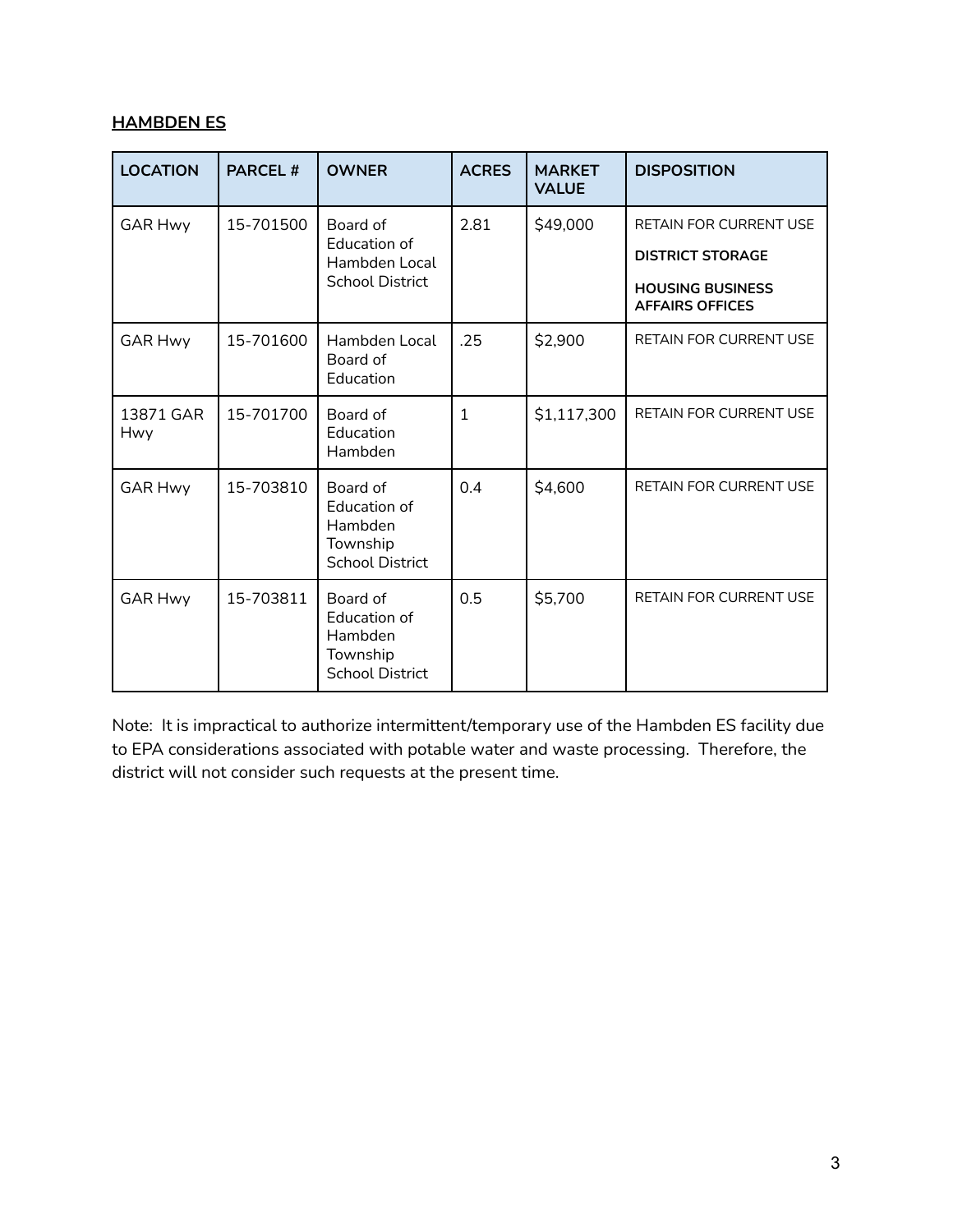**HAMBDEN ES**

| LOCATION | PARCEL # | OWNER | ACRES | MARKET VALUE | DISPOSITION |
|---|---|---|---|---|---|
| GAR Hwy | 15-701500 | Board of Education of Hambden Local School District | 2.81 | $49,000 | RETAIN FOR CURRENT USE **DISTRICT STORAGE** **HOUSING BUSINESS AFFAIRS OFFICES** |
| GAR Hwy | 15-701600 | Hambden Local Board of Education | .25 | $2,900 | RETAIN FOR CURRENT USE |
| 13871 GAR Hwy | 15-701700 | Board of Education Hambden | 1 | $1,117,300 | RETAIN FOR CURRENT USE |
| GAR Hwy | 15-703810 | Board of Education of Hambden Township School District | 0.4 | $4,600 | RETAIN FOR CURRENT USE |
| GAR Hwy | 15-703811 | Board of Education of Hambden Township School District | 0.5 | $5,700 | RETAIN FOR CURRENT USE |

Note: It is impractical to authorize intermittent/temporary use of the Hambden ES facility due to EPA considerations associated with potable water and waste processing. Therefore, the district will not consider such requests at the present time.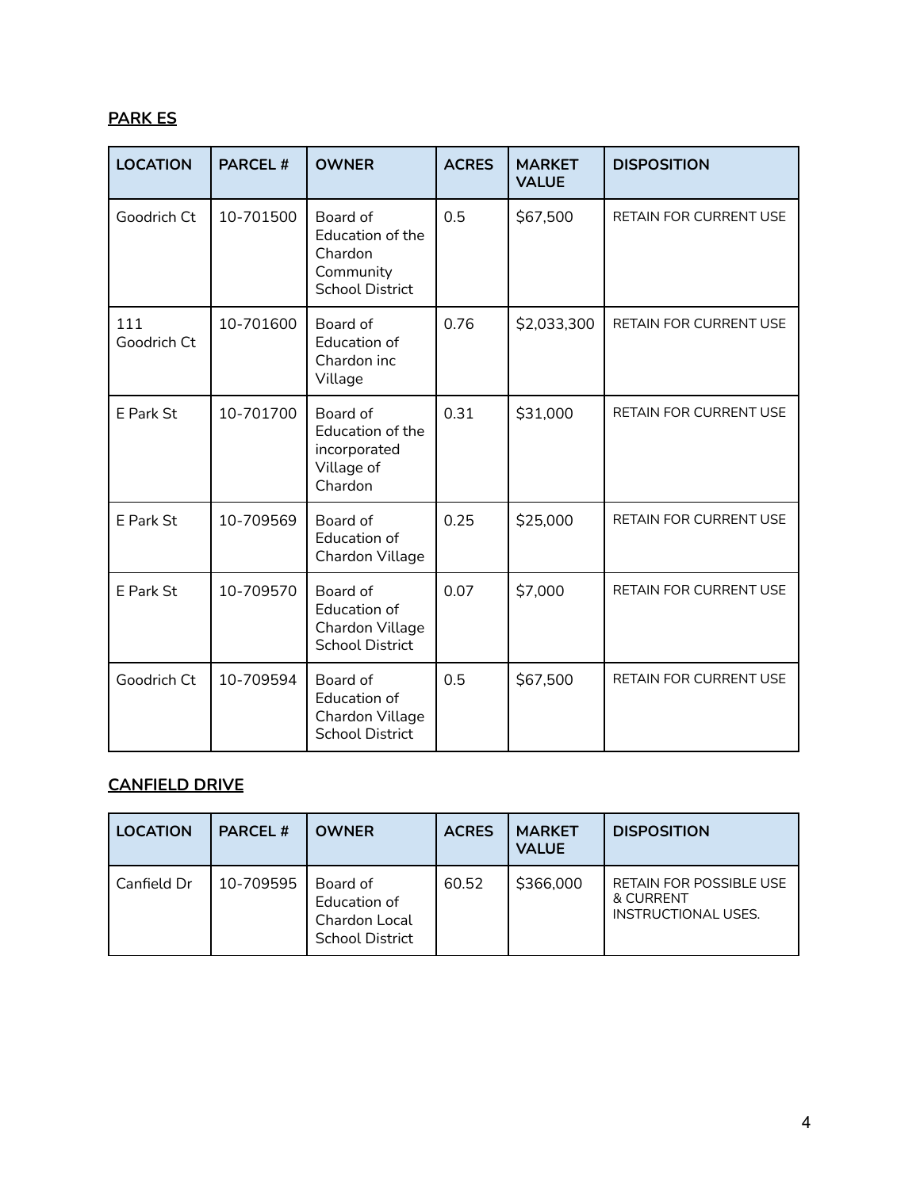**PARK ES**

| LOCATION | PARCEL # | OWNER | ACRES | MARKET VALUE | DISPOSITION |
|---|---|---|---|---|---|
| Goodrich Ct | 10-701500 | Board of Education of the Chardon Community School District | 0.5 | $67,500 | RETAIN FOR CURRENT USE |
| 111 Goodrich Ct | 10-701600 | Board of Education of Chardon inc Village | 0.76 | $2,033,300 | RETAIN FOR CURRENT USE |
| E Park St | 10-701700 | Board of Education of the incorporated Village of Chardon | 0.31 | $31,000 | RETAIN FOR CURRENT USE |
| E Park St | 10-709569 | Board of Education of Chardon Village | 0.25 | $25,000 | RETAIN FOR CURRENT USE |
| E Park St | 10-709570 | Board of Education of Chardon Village School District | 0.07 | $7,000 | RETAIN FOR CURRENT USE |
| Goodrich Ct | 10-709594 | Board of Education of Chardon Village School District | 0.5 | $67,500 | RETAIN FOR CURRENT USE |

**CANFIELD DRIVE**

| LOCATION | PARCEL # | OWNER | ACRES | MARKET VALUE | DISPOSITION |
|---|---|---|---|---|---|
| Canfield Dr | 10-709595 | Board of Education of Chardon Local School District | 60.52 | $366,000 | RETAIN FOR POSSIBLE USE & CURRENT INSTRUCTIONAL USES. |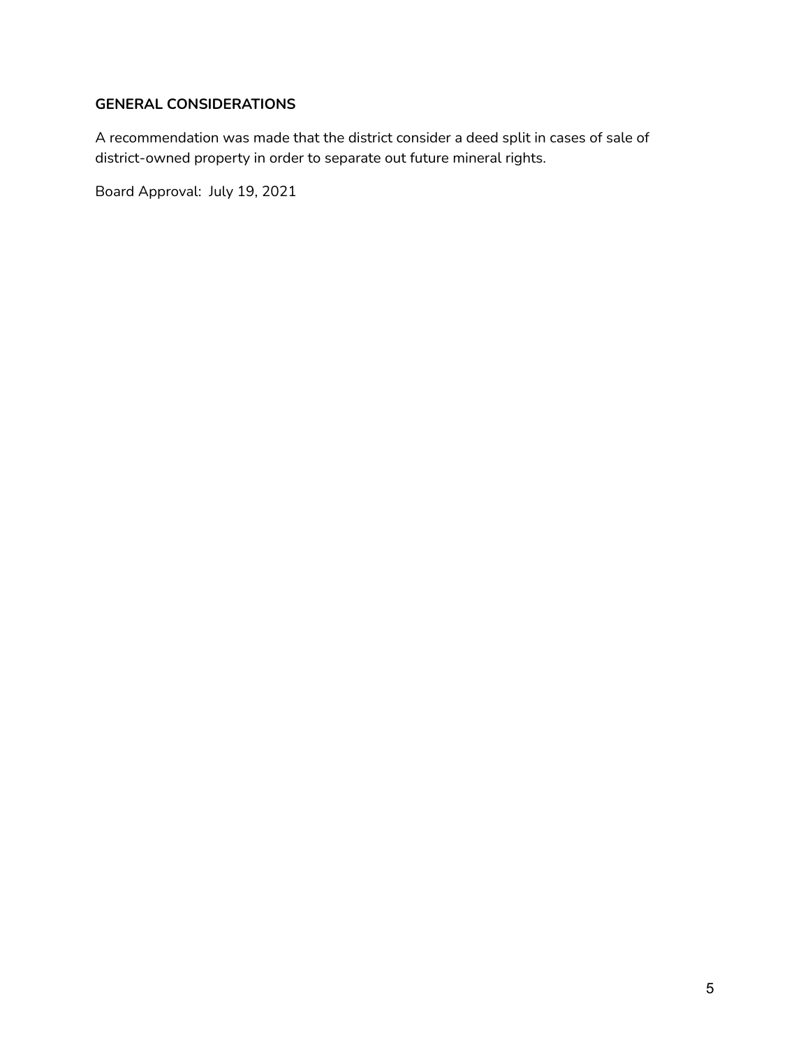## GENERAL CONSIDERATIONS

A recommendation was made that the district consider a deed split in cases of sale of district-owned property in order to separate out future mineral rights.

Board Approval: July 19, 2021